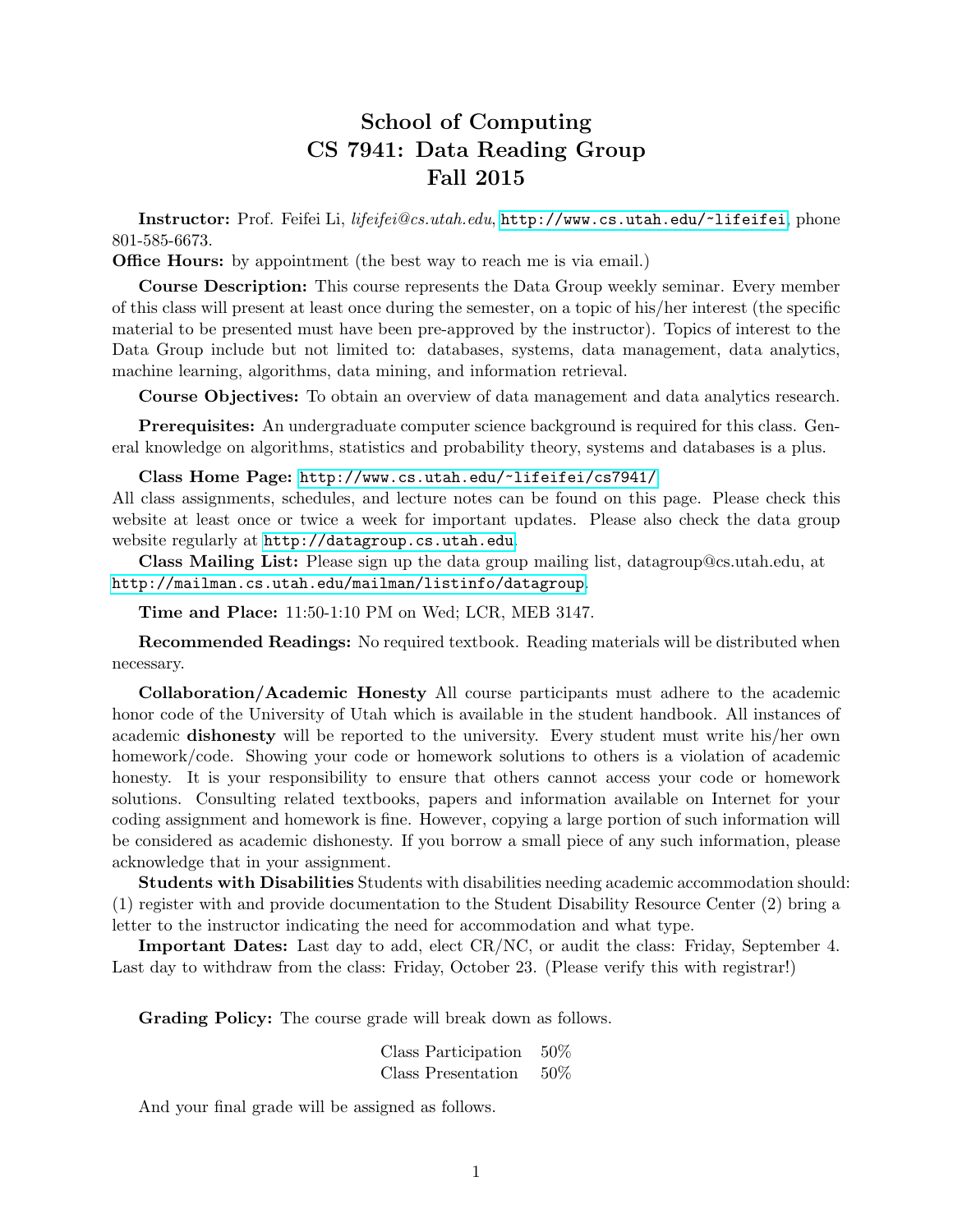# School of Computing
# CS 7941: Data Reading Group
# Fall 2015

**Instructor:** Prof. Feifei Li, *lifeifei@cs.utah.edu*, http://www.cs.utah.edu/~lifeifei, phone 801-585-6673.

**Office Hours:** by appointment (the best way to reach me is via email.)

**Course Description:** This course represents the Data Group weekly seminar. Every member of this class will present at least once during the semester, on a topic of his/her interest (the specific material to be presented must have been pre-approved by the instructor). Topics of interest to the Data Group include but not limited to: databases, systems, data management, data analytics, machine learning, algorithms, data mining, and information retrieval.

**Course Objectives:** To obtain an overview of data management and data analytics research.

**Prerequisites:** An undergraduate computer science background is required for this class. General knowledge on algorithms, statistics and probability theory, systems and databases is a plus.

**Class Home Page:** http://www.cs.utah.edu/~lifeifei/cs7941/
All class assignments, schedules, and lecture notes can be found on this page. Please check this website at least once or twice a week for important updates. Please also check the data group website regularly at http://datagroup.cs.utah.edu.

**Class Mailing List:** Please sign up the data group mailing list, datagroup@cs.utah.edu, at http://mailman.cs.utah.edu/mailman/listinfo/datagroup.

**Time and Place:** 11:50-1:10 PM on Wed; LCR, MEB 3147.

**Recommended Readings:** No required textbook. Reading materials will be distributed when necessary.

**Collaboration/Academic Honesty** All course participants must adhere to the academic honor code of the University of Utah which is available in the student handbook. All instances of academic **dishonesty** will be reported to the university. Every student must write his/her own homework/code. Showing your code or homework solutions to others is a violation of academic honesty. It is your responsibility to ensure that others cannot access your code or homework solutions. Consulting related textbooks, papers and information available on Internet for your coding assignment and homework is fine. However, copying a large portion of such information will be considered as academic dishonesty. If you borrow a small piece of any such information, please acknowledge that in your assignment.

**Students with Disabilities** Students with disabilities needing academic accommodation should: (1) register with and provide documentation to the Student Disability Resource Center (2) bring a letter to the instructor indicating the need for accommodation and what type.

**Important Dates:** Last day to add, elect CR/NC, or audit the class: Friday, September 4. Last day to withdraw from the class: Friday, October 23. (Please verify this with registrar!)

**Grading Policy:** The course grade will break down as follows.

| Component | Weight |
|---|---|
| Class Participation | 50% |
| Class Presentation | 50% |

And your final grade will be assigned as follows.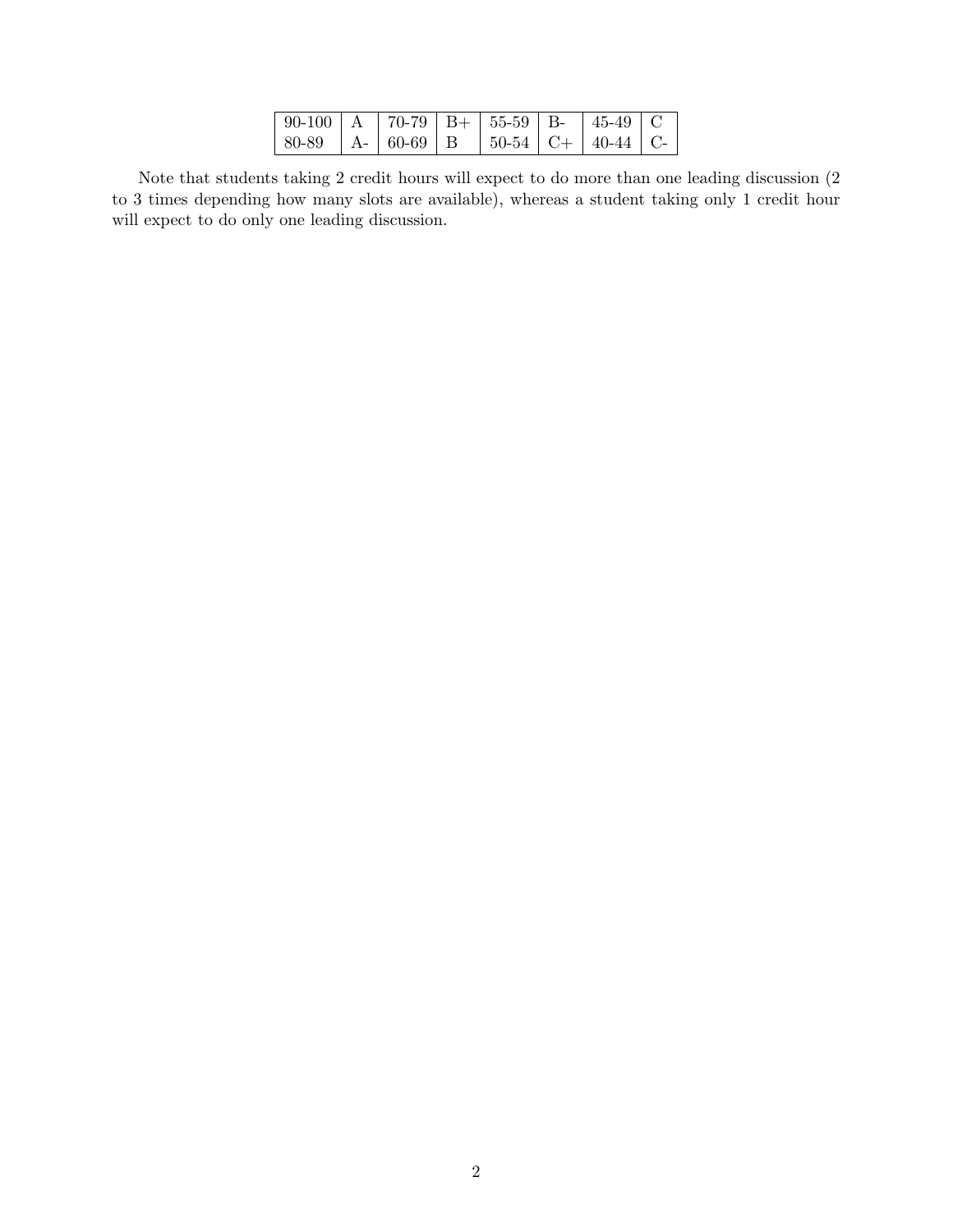| | | | | | | | |
|---|---|---|---|---|---|---|---|
| 90-100 | A | 70-79 | B+ | 55-59 | B- | 45-49 | C |
| 80-89 | A- | 60-69 | B | 50-54 | C+ | 40-44 | C- |

Note that students taking 2 credit hours will expect to do more than one leading discussion (2 to 3 times depending how many slots are available), whereas a student taking only 1 credit hour will expect to do only one leading discussion.